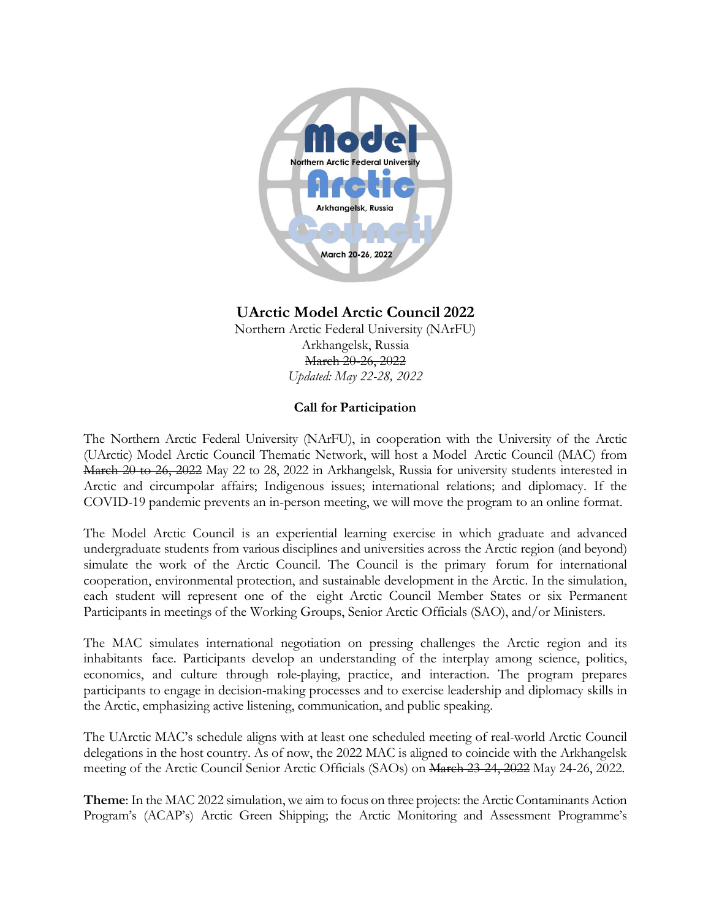# UArctic Model Arctic Council 2022

Northern Arctic Federal University (NArFU)
Arkhangelsk, Russia
~~March 20-26, 2022~~
*Updated: May 22-28, 2022*

## Call for Participation

The Northern Arctic Federal University (NArFU), in cooperation with the University of the Arctic (UArctic) Model Arctic Council Thematic Network, will host a Model Arctic Council (MAC) from ~~March 20 to 26, 2022~~ May 22 to 28, 2022 in Arkhangelsk, Russia for university students interested in Arctic and circumpolar affairs; Indigenous issues; international relations; and diplomacy. If the COVID-19 pandemic prevents an in-person meeting, we will move the program to an online format.

The Model Arctic Council is an experiential learning exercise in which graduate and advanced undergraduate students from various disciplines and universities across the Arctic region (and beyond) simulate the work of the Arctic Council. The Council is the primary forum for international cooperation, environmental protection, and sustainable development in the Arctic. In the simulation, each student will represent one of the eight Arctic Council Member States or six Permanent Participants in meetings of the Working Groups, Senior Arctic Officials (SAO), and/or Ministers.

The MAC simulates international negotiation on pressing challenges the Arctic region and its inhabitants face. Participants develop an understanding of the interplay among science, politics, economics, and culture through role-playing, practice, and interaction. The program prepares participants to engage in decision-making processes and to exercise leadership and diplomacy skills in the Arctic, emphasizing active listening, communication, and public speaking.

The UArctic MAC's schedule aligns with at least one scheduled meeting of real-world Arctic Council delegations in the host country. As of now, the 2022 MAC is aligned to coincide with the Arkhangelsk meeting of the Arctic Council Senior Arctic Officials (SAOs) on ~~March 23-24, 2022~~ May 24-26, 2022.

**Theme**: In the MAC 2022 simulation, we aim to focus on three projects: the Arctic Contaminants Action Program's (ACAP's) Arctic Green Shipping; the Arctic Monitoring and Assessment Programme's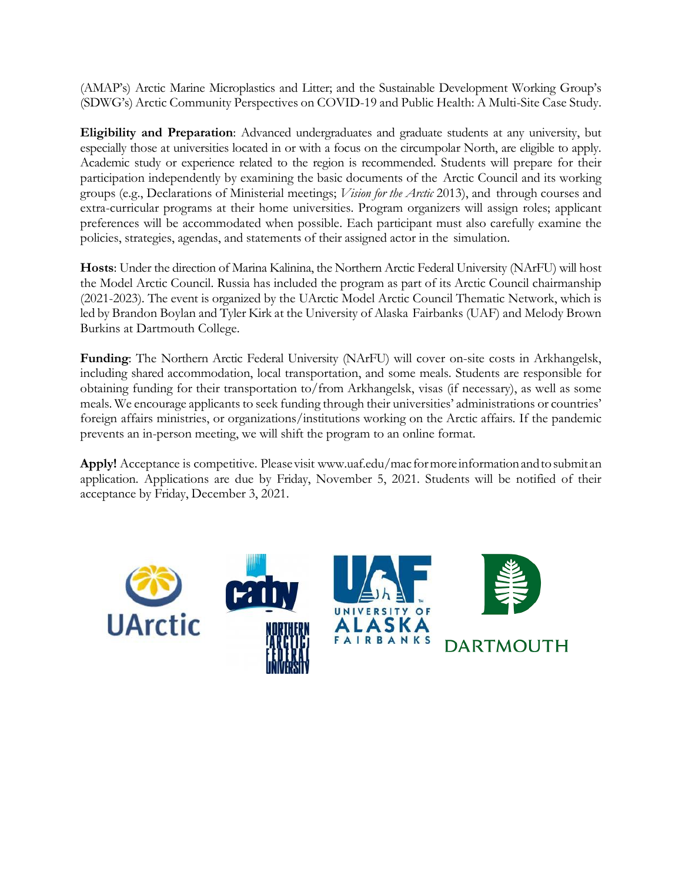(AMAP's) Arctic Marine Microplastics and Litter; and the Sustainable Development Working Group's (SDWG's) Arctic Community Perspectives on COVID-19 and Public Health: A Multi-Site Case Study.

**Eligibility and Preparation**: Advanced undergraduates and graduate students at any university, but especially those at universities located in or with a focus on the circumpolar North, are eligible to apply. Academic study or experience related to the region is recommended. Students will prepare for their participation independently by examining the basic documents of the Arctic Council and its working groups (e.g., Declarations of Ministerial meetings; *Vision for the Arctic* 2013), and through courses and extra-curricular programs at their home universities. Program organizers will assign roles; applicant preferences will be accommodated when possible. Each participant must also carefully examine the policies, strategies, agendas, and statements of their assigned actor in the simulation.

**Hosts**: Under the direction of Marina Kalinina, the Northern Arctic Federal University (NArFU) will host the Model Arctic Council. Russia has included the program as part of its Arctic Council chairmanship (2021-2023). The event is organized by the UArctic Model Arctic Council Thematic Network, which is led by Brandon Boylan and Tyler Kirk at the University of Alaska Fairbanks (UAF) and Melody Brown Burkins at Dartmouth College.

**Funding**: The Northern Arctic Federal University (NArFU) will cover on-site costs in Arkhangelsk, including shared accommodation, local transportation, and some meals. Students are responsible for obtaining funding for their transportation to/from Arkhangelsk, visas (if necessary), as well as some meals. We encourage applicants to seek funding through their universities' administrations or countries' foreign affairs ministries, or organizations/institutions working on the Arctic affairs. If the pandemic prevents an in-person meeting, we will shift the program to an online format.

**Apply!** Acceptance is competitive. Please visit www.uaf.edu/mac for more information and to submit an application. Applications are due by Friday, November 5, 2021. Students will be notified of their acceptance by Friday, December 3, 2021.

UArctic

САФУ NORTHERN (ARCTIC) FEDERAL UNIVERSITY

UAF UNIVERSITY OF ALASKA FAIRBANKS

DARTMOUTH